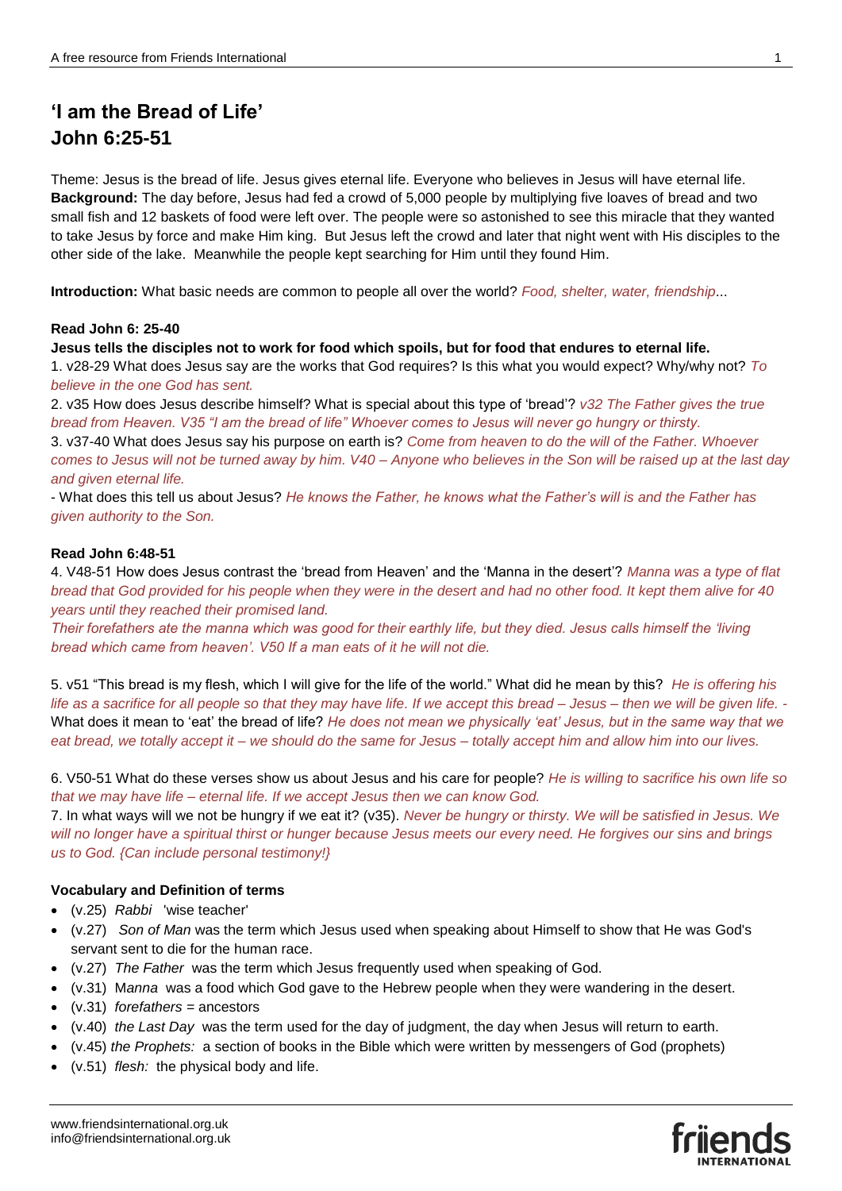# 'I am the Bread of Life'
# John 6:25-51

Theme: Jesus is the bread of life. Jesus gives eternal life. Everyone who believes in Jesus will have eternal life.
**Background:** The day before, Jesus had fed a crowd of 5,000 people by multiplying five loaves of bread and two small fish and 12 baskets of food were left over. The people were so astonished to see this miracle that they wanted to take Jesus by force and make Him king. But Jesus left the crowd and later that night went with His disciples to the other side of the lake. Meanwhile the people kept searching for Him until they found Him.

**Introduction:** What basic needs are common to people all over the world? *Food, shelter, water, friendship*...

**Read John 6: 25-40**

**Jesus tells the disciples not to work for food which spoils, but for food that endures to eternal life.**

1. v28-29 What does Jesus say are the works that God requires? Is this what you would expect? Why/why not? *To believe in the one God has sent.*

2. v35 How does Jesus describe himself? What is special about this type of 'bread'? *v32 The Father gives the true bread from Heaven. V35 "I am the bread of life" Whoever comes to Jesus will never go hungry or thirsty.*

3. v37-40 What does Jesus say his purpose on earth is? *Come from heaven to do the will of the Father. Whoever comes to Jesus will not be turned away by him. V40 – Anyone who believes in the Son will be raised up at the last day and given eternal life.*

- What does this tell us about Jesus? *He knows the Father, he knows what the Father's will is and the Father has given authority to the Son.*

**Read John 6:48-51**

4. V48-51 How does Jesus contrast the 'bread from Heaven' and the 'Manna in the desert'? *Manna was a type of flat bread that God provided for his people when they were in the desert and had no other food. It kept them alive for 40 years until they reached their promised land.*

*Their forefathers ate the manna which was good for their earthly life, but they died. Jesus calls himself the 'living bread which came from heaven'. V50 If a man eats of it he will not die.*

5. v51 "This bread is my flesh, which I will give for the life of the world." What did he mean by this? *He is offering his life as a sacrifice for all people so that they may have life. If we accept this bread – Jesus – then we will be given life.* - What does it mean to 'eat' the bread of life? *He does not mean we physically 'eat' Jesus, but in the same way that we eat bread, we totally accept it – we should do the same for Jesus – totally accept him and allow him into our lives.*

6. V50-51 What do these verses show us about Jesus and his care for people? *He is willing to sacrifice his own life so that we may have life – eternal life. If we accept Jesus then we can know God.*

7. In what ways will we not be hungry if we eat it? (v35). *Never be hungry or thirsty. We will be satisfied in Jesus. We will no longer have a spiritual thirst or hunger because Jesus meets our every need. He forgives our sins and brings us to God. {Can include personal testimony!}*

**Vocabulary and Definition of terms**

- (v.25) *Rabbi* 'wise teacher'
- (v.27) *Son of Man* was the term which Jesus used when speaking about Himself to show that He was God's servant sent to die for the human race.
- (v.27) *The Father* was the term which Jesus frequently used when speaking of God.
- (v.31) M*anna* was a food which God gave to the Hebrew people when they were wandering in the desert.
- (v.31) *forefathers* = ancestors
- (v.40) *the Last Day* was the term used for the day of judgment, the day when Jesus will return to earth.
- (v.45) *the Prophets:* a section of books in the Bible which were written by messengers of God (prophets)
- (v.51) *flesh:* the physical body and life.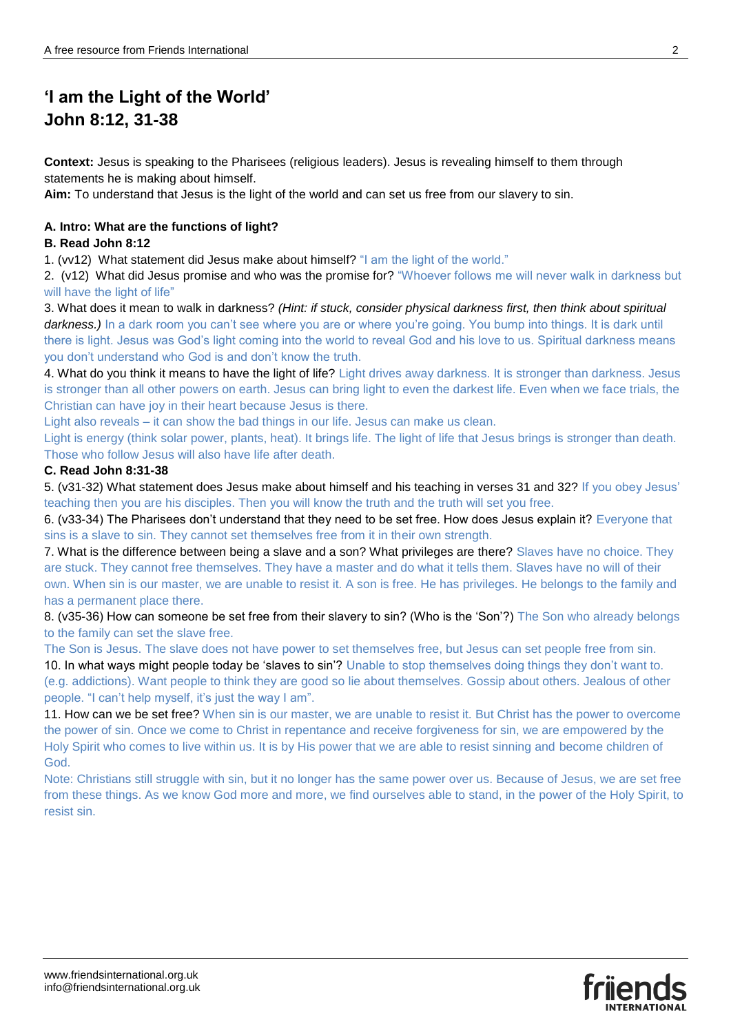# 'I am the Light of the World'
# John 8:12, 31-38

**Context:** Jesus is speaking to the Pharisees (religious leaders). Jesus is revealing himself to them through statements he is making about himself.
**Aim:** To understand that Jesus is the light of the world and can set us free from our slavery to sin.

**A. Intro: What are the functions of light?**
**B. Read John 8:12**

1. (vv12) What statement did Jesus make about himself? "I am the light of the world."
2. (v12) What did Jesus promise and who was the promise for? "Whoever follows me will never walk in darkness but will have the light of life"
3. What does it mean to walk in darkness? *(Hint: if stuck, consider physical darkness first, then think about spiritual darkness.)* In a dark room you can't see where you are or where you're going. You bump into things. It is dark until there is light. Jesus was God's light coming into the world to reveal God and his love to us. Spiritual darkness means you don't understand who God is and don't know the truth.
4. What do you think it means to have the light of life? Light drives away darkness. It is stronger than darkness. Jesus is stronger than all other powers on earth. Jesus can bring light to even the darkest life. Even when we face trials, the Christian can have joy in their heart because Jesus is there.
Light also reveals – it can show the bad things in our life. Jesus can make us clean.
Light is energy (think solar power, plants, heat). It brings life. The light of life that Jesus brings is stronger than death. Those who follow Jesus will also have life after death.

**C. Read John 8:31-38**

5. (v31-32) What statement does Jesus make about himself and his teaching in verses 31 and 32? If you obey Jesus' teaching then you are his disciples. Then you will know the truth and the truth will set you free.
6. (v33-34) The Pharisees don't understand that they need to be set free. How does Jesus explain it? Everyone that sins is a slave to sin. They cannot set themselves free from it in their own strength.
7. What is the difference between being a slave and a son? What privileges are there? Slaves have no choice. They are stuck. They cannot free themselves. They have a master and do what it tells them. Slaves have no will of their own. When sin is our master, we are unable to resist it. A son is free. He has privileges. He belongs to the family and has a permanent place there.
8. (v35-36) How can someone be set free from their slavery to sin? (Who is the 'Son'?) The Son who already belongs to the family can set the slave free.
The Son is Jesus. The slave does not have power to set themselves free, but Jesus can set people free from sin.
10. In what ways might people today be 'slaves to sin'? Unable to stop themselves doing things they don't want to. (e.g. addictions). Want people to think they are good so lie about themselves. Gossip about others. Jealous of other people. "I can't help myself, it's just the way I am".
11. How can we be set free? When sin is our master, we are unable to resist it. But Christ has the power to overcome the power of sin. Once we come to Christ in repentance and receive forgiveness for sin, we are empowered by the Holy Spirit who comes to live within us. It is by His power that we are able to resist sinning and become children of God.
Note: Christians still struggle with sin, but it no longer has the same power over us. Because of Jesus, we are set free from these things. As we know God more and more, we find ourselves able to stand, in the power of the Holy Spirit, to resist sin.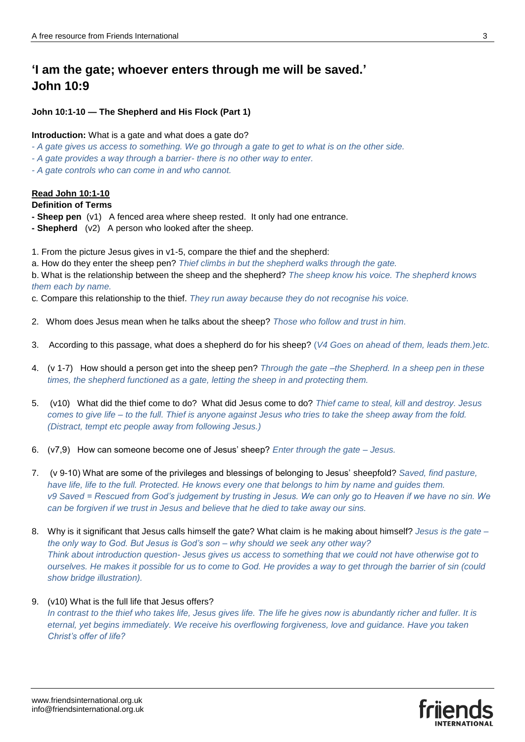# 'I am the gate; whoever enters through me will be saved.' John 10:9

**John 10:1-10 — The Shepherd and His Flock (Part 1)**

**Introduction:** What is a gate and what does a gate do?

*- A gate gives us access to something. We go through a gate to get to what is on the other side.*
*- A gate provides a way through a barrier- there is no other way to enter.*
*- A gate controls who can come in and who cannot.*

**Read John 10:1-10**

**Definition of Terms**

**- Sheep pen** (v1) A fenced area where sheep rested. It only had one entrance.
**- Shepherd** (v2) A person who looked after the sheep.

1. From the picture Jesus gives in v1-5, compare the thief and the shepherd:
a. How do they enter the sheep pen? *Thief climbs in but the shepherd walks through the gate.*
b. What is the relationship between the sheep and the shepherd? *The sheep know his voice. The shepherd knows them each by name.*
c. Compare this relationship to the thief. *They run away because they do not recognise his voice.*

2. Whom does Jesus mean when he talks about the sheep? *Those who follow and trust in him.*

3. According to this passage, what does a shepherd do for his sheep? (*V4 Goes on ahead of them, leads them.)etc.*

4. (v 1-7) How should a person get into the sheep pen? *Through the gate –the Shepherd. In a sheep pen in these times, the shepherd functioned as a gate, letting the sheep in and protecting them.*

5. (v10) What did the thief come to do? What did Jesus come to do? *Thief came to steal, kill and destroy. Jesus comes to give life – to the full. Thief is anyone against Jesus who tries to take the sheep away from the fold. (Distract, tempt etc people away from following Jesus.)*

6. (v7,9) How can someone become one of Jesus' sheep? *Enter through the gate – Jesus.*

7. (v 9-10) What are some of the privileges and blessings of belonging to Jesus' sheepfold? *Saved, find pasture, have life, life to the full. Protected. He knows every one that belongs to him by name and guides them. v9 Saved = Rescued from God's judgement by trusting in Jesus. We can only go to Heaven if we have no sin. We can be forgiven if we trust in Jesus and believe that he died to take away our sins.*

8. Why is it significant that Jesus calls himself the gate? What claim is he making about himself? *Jesus is the gate – the only way to God. But Jesus is God's son – why should we seek any other way? Think about introduction question- Jesus gives us access to something that we could not have otherwise got to ourselves. He makes it possible for us to come to God. He provides a way to get through the barrier of sin (could show bridge illustration).*

9. (v10) What is the full life that Jesus offers?
*In contrast to the thief who takes life, Jesus gives life. The life he gives now is abundantly richer and fuller. It is eternal, yet begins immediately. We receive his overflowing forgiveness, love and guidance. Have you taken Christ's offer of life?*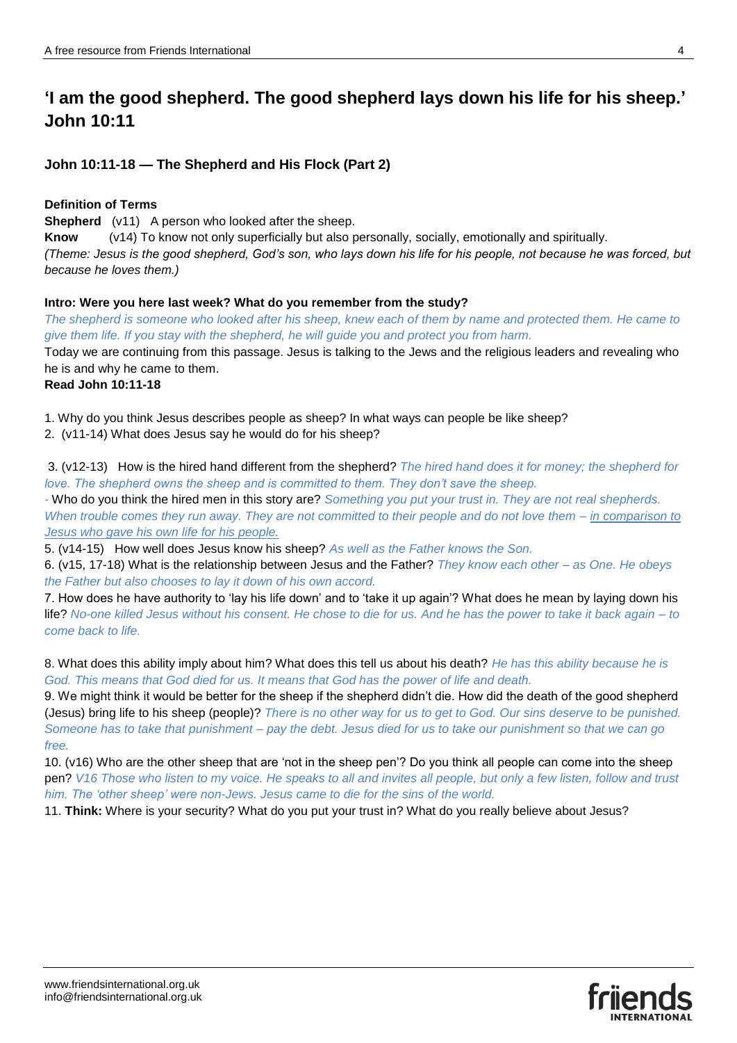## 'I am the good shepherd. The good shepherd lays down his life for his sheep.' John 10:11

### John 10:11-18 — The Shepherd and His Flock (Part 2)

**Definition of Terms**

**Shepherd** (v11) A person who looked after the sheep.

**Know** (v14) To know not only superficially but also personally, socially, emotionally and spiritually.

*(Theme: Jesus is the good shepherd, God's son, who lays down his life for his people, not because he was forced, but because he loves them.)*

**Intro: Were you here last week? What do you remember from the study?**

*The shepherd is someone who looked after his sheep, knew each of them by name and protected them. He came to give them life. If you stay with the shepherd, he will guide you and protect you from harm.*

Today we are continuing from this passage. Jesus is talking to the Jews and the religious leaders and revealing who he is and why he came to them.

**Read John 10:11-18**

1. Why do you think Jesus describes people as sheep? In what ways can people be like sheep?
2. (v11-14) What does Jesus say he would do for his sheep?

3. (v12-13) How is the hired hand different from the shepherd? *The hired hand does it for money; the shepherd for love. The shepherd owns the sheep and is committed to them. They don't save the sheep.*

- Who do you think the hired men in this story are? *Something you put your trust in. They are not real shepherds. When trouble comes they run away. They are not committed to their people and do not love them – <u>in comparison to Jesus who gave his own life for his people.</u>*

5. (v14-15) How well does Jesus know his sheep? *As well as the Father knows the Son.*
6. (v15, 17-18) What is the relationship between Jesus and the Father? *They know each other – as One. He obeys the Father but also chooses to lay it down of his own accord.*
7. How does he have authority to 'lay his life down' and to 'take it up again'? What does he mean by laying down his life? *No-one killed Jesus without his consent. He chose to die for us. And he has the power to take it back again – to come back to life.*

8. What does this ability imply about him? What does this tell us about his death? *He has this ability because he is God. This means that God died for us. It means that God has the power of life and death.*
9. We might think it would be better for the sheep if the shepherd didn't die. How did the death of the good shepherd (Jesus) bring life to his sheep (people)? *There is no other way for us to get to God. Our sins deserve to be punished. Someone has to take that punishment – pay the debt. Jesus died for us to take our punishment so that we can go free.*
10. (v16) Who are the other sheep that are 'not in the sheep pen'? Do you think all people can come into the sheep pen? *V16 Those who listen to my voice. He speaks to all and invites all people, but only a few listen, follow and trust him. The 'other sheep' were non-Jews. Jesus came to die for the sins of the world.*
11. **Think:** Where is your security? What do you put your trust in? What do you really believe about Jesus?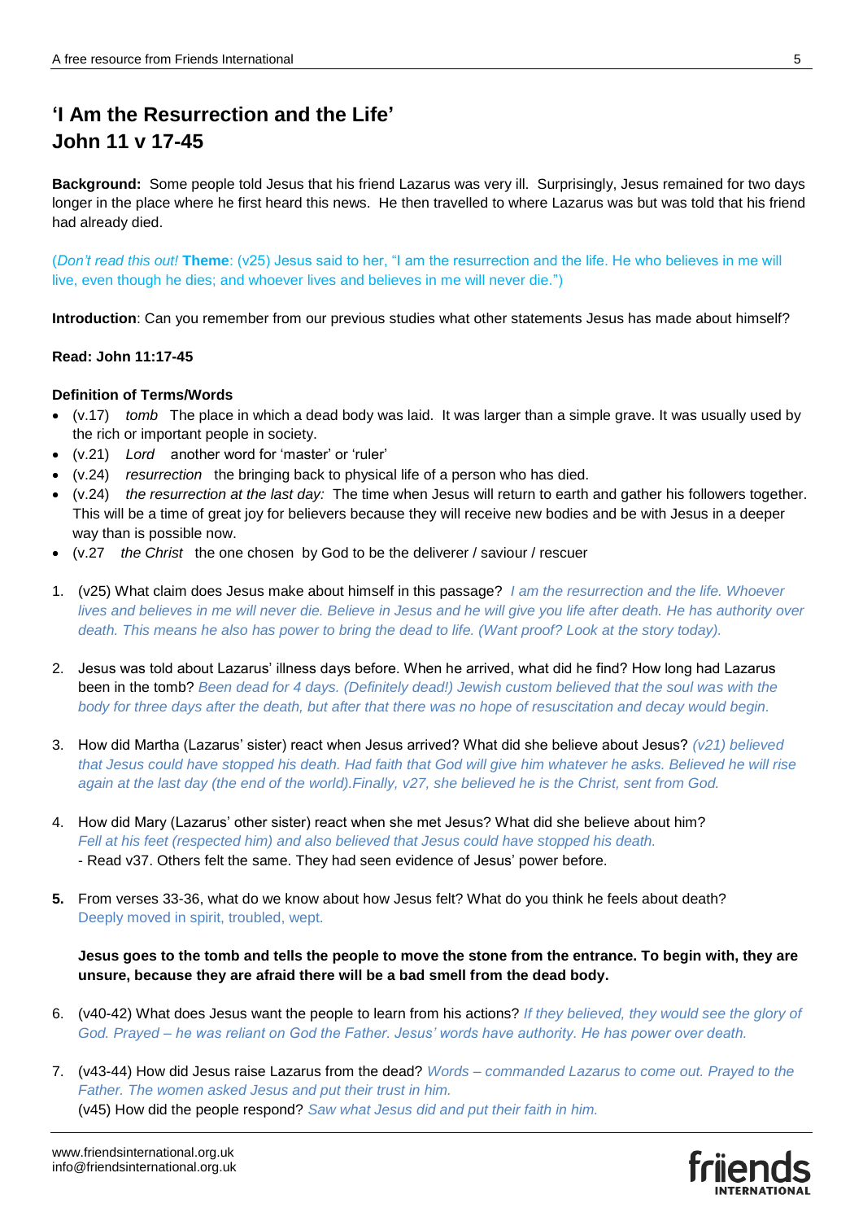## 'I Am the Resurrection and the Life'
## John 11 v 17-45

**Background:** Some people told Jesus that his friend Lazarus was very ill. Surprisingly, Jesus remained for two days longer in the place where he first heard this news. He then travelled to where Lazarus was but was told that his friend had already died.

(*Don't read this out!* **Theme**: (v25) Jesus said to her, "I am the resurrection and the life. He who believes in me will live, even though he dies; and whoever lives and believes in me will never die.")

**Introduction**: Can you remember from our previous studies what other statements Jesus has made about himself?

**Read: John 11:17-45**

**Definition of Terms/Words**

- (v.17) *tomb* The place in which a dead body was laid. It was larger than a simple grave. It was usually used by the rich or important people in society.
- (v.21) *Lord* another word for 'master' or 'ruler'
- (v.24) *resurrection* the bringing back to physical life of a person who has died.
- (v.24) *the resurrection at the last day:* The time when Jesus will return to earth and gather his followers together. This will be a time of great joy for believers because they will receive new bodies and be with Jesus in a deeper way than is possible now.
- (v.27 *the Christ* the one chosen by God to be the deliverer / saviour / rescuer

1. (v25) What claim does Jesus make about himself in this passage? *I am the resurrection and the life. Whoever lives and believes in me will never die. Believe in Jesus and he will give you life after death. He has authority over death. This means he also has power to bring the dead to life. (Want proof? Look at the story today).*

2. Jesus was told about Lazarus' illness days before. When he arrived, what did he find? How long had Lazarus been in the tomb? *Been dead for 4 days. (Definitely dead!) Jewish custom believed that the soul was with the body for three days after the death, but after that there was no hope of resuscitation and decay would begin.*

3. How did Martha (Lazarus' sister) react when Jesus arrived? What did she believe about Jesus? *(v21) believed that Jesus could have stopped his death. Had faith that God will give him whatever he asks. Believed he will rise again at the last day (the end of the world).Finally, v27, she believed he is the Christ, sent from God.*

4. How did Mary (Lazarus' other sister) react when she met Jesus? What did she believe about him? *Fell at his feet (respected him) and also believed that Jesus could have stopped his death.*
   - Read v37. Others felt the same. They had seen evidence of Jesus' power before.

5. From verses 33-36, what do we know about how Jesus felt? What do you think he feels about death? Deeply moved in spirit, troubled, wept.

   **Jesus goes to the tomb and tells the people to move the stone from the entrance. To begin with, they are unsure, because they are afraid there will be a bad smell from the dead body.**

6. (v40-42) What does Jesus want the people to learn from his actions? *If they believed, they would see the glory of God. Prayed – he was reliant on God the Father. Jesus' words have authority. He has power over death.*

7. (v43-44) How did Jesus raise Lazarus from the dead? *Words – commanded Lazarus to come out. Prayed to the Father. The women asked Jesus and put their trust in him.*
   (v45) How did the people respond? *Saw what Jesus did and put their faith in him.*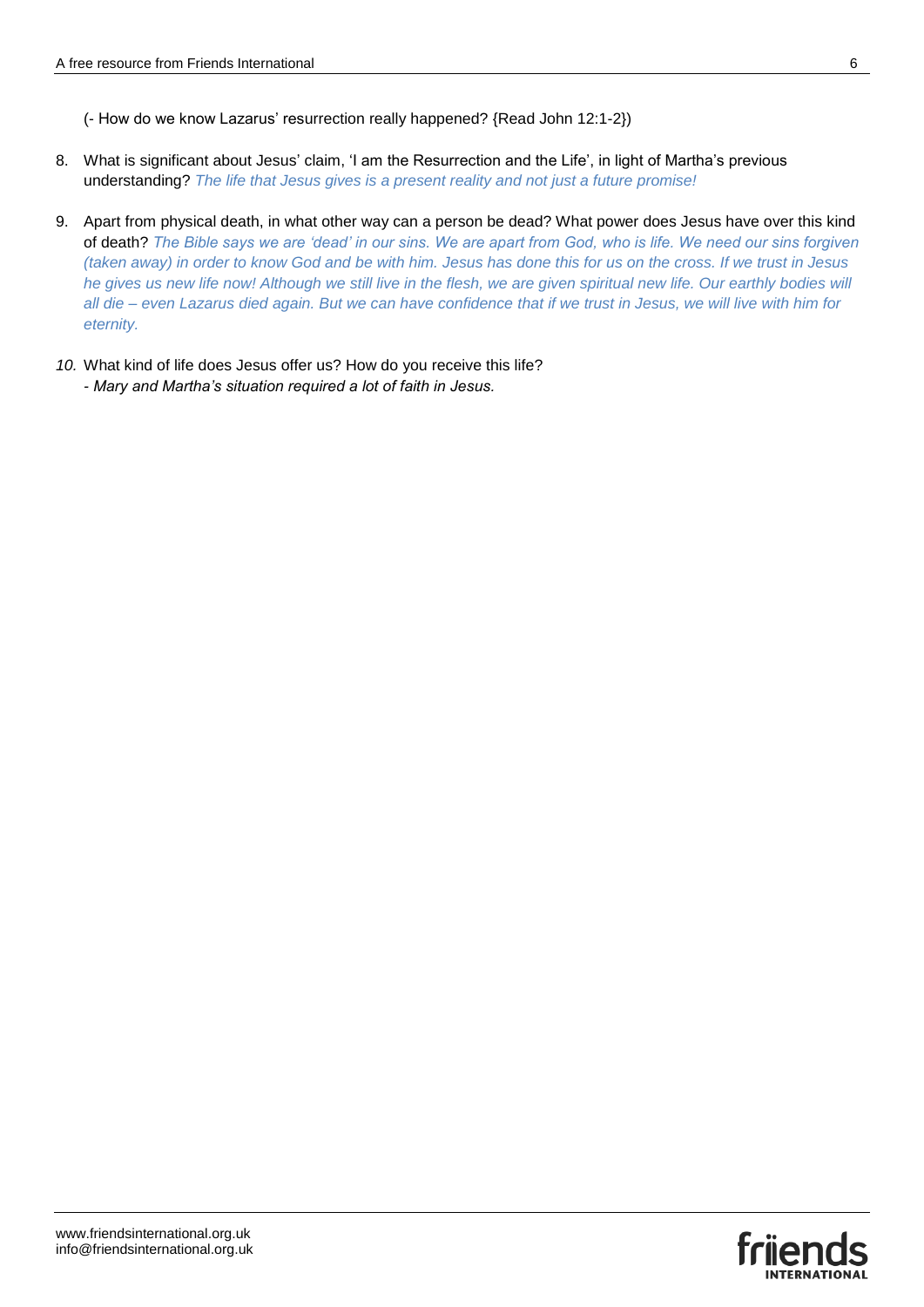(- How do we know Lazarus' resurrection really happened? {Read John 12:1-2})

8. What is significant about Jesus' claim, 'I am the Resurrection and the Life', in light of Martha's previous understanding? *The life that Jesus gives is a present reality and not just a future promise!*

9. Apart from physical death, in what other way can a person be dead? What power does Jesus have over this kind of death? *The Bible says we are 'dead' in our sins. We are apart from God, who is life. We need our sins forgiven (taken away) in order to know God and be with him. Jesus has done this for us on the cross. If we trust in Jesus he gives us new life now! Although we still live in the flesh, we are given spiritual new life. Our earthly bodies will all die – even Lazarus died again. But we can have confidence that if we trust in Jesus, we will live with him for eternity.*

10. What kind of life does Jesus offer us? How do you receive this life?
    - *Mary and Martha's situation required a lot of faith in Jesus.*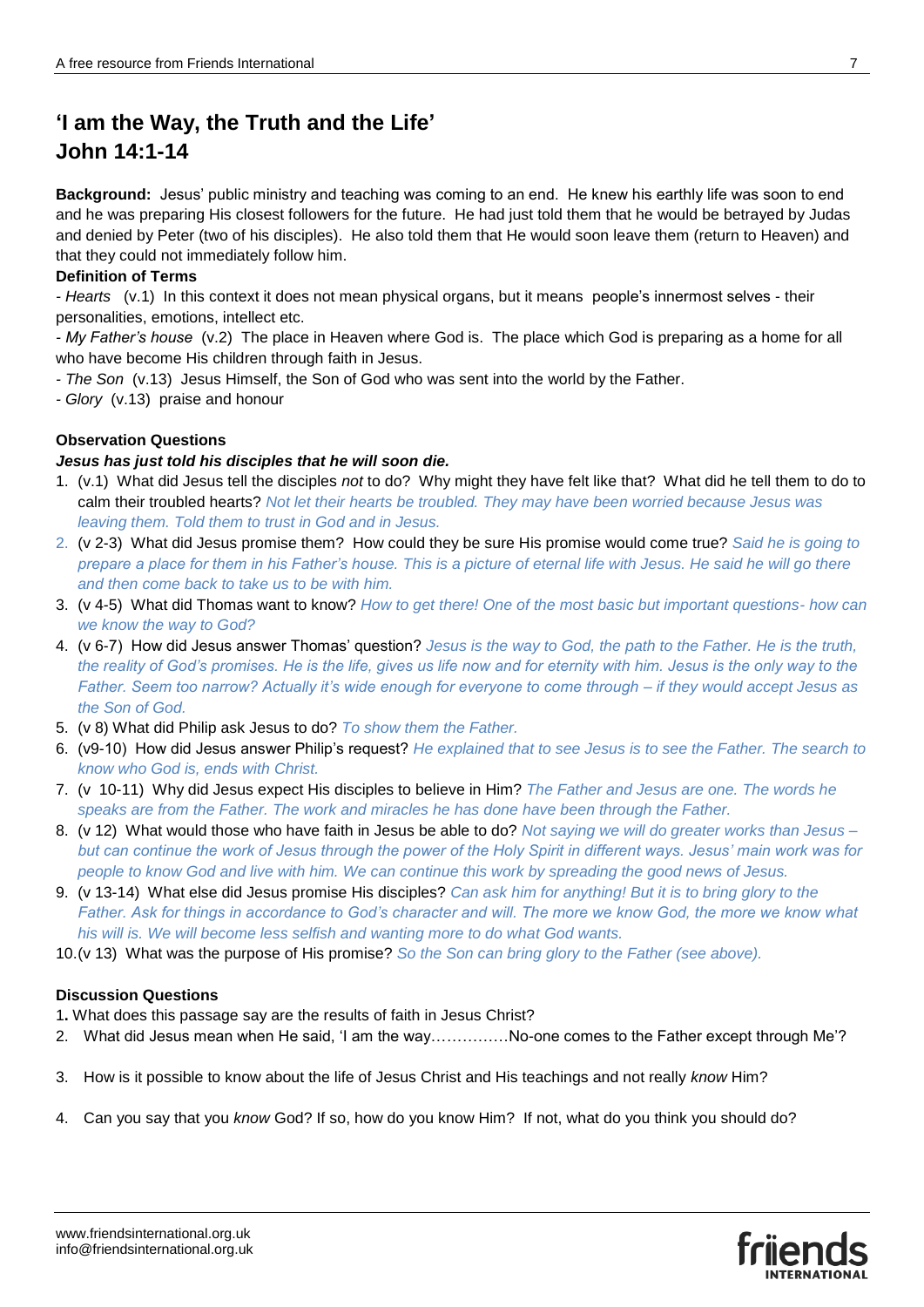# 'I am the Way, the Truth and the Life' John 14:1-14

**Background:** Jesus' public ministry and teaching was coming to an end. He knew his earthly life was soon to end and he was preparing His closest followers for the future. He had just told them that he would be betrayed by Judas and denied by Peter (two of his disciples). He also told them that He would soon leave them (return to Heaven) and that they could not immediately follow him.

**Definition of Terms**

- *Hearts* (v.1) In this context it does not mean physical organs, but it means people's innermost selves - their personalities, emotions, intellect etc.
- *My Father's house* (v.2) The place in Heaven where God is. The place which God is preparing as a home for all who have become His children through faith in Jesus.
- *The Son* (v.13) Jesus Himself, the Son of God who was sent into the world by the Father.
- *Glory* (v.13) praise and honour

**Observation Questions**

***Jesus has just told his disciples that he will soon die.***

1. (v.1) What did Jesus tell the disciples *not* to do? Why might they have felt like that? What did he tell them to do to calm their troubled hearts? *Not let their hearts be troubled. They may have been worried because Jesus was leaving them. Told them to trust in God and in Jesus.*
2. (v 2-3) What did Jesus promise them? How could they be sure His promise would come true? *Said he is going to prepare a place for them in his Father's house. This is a picture of eternal life with Jesus. He said he will go there and then come back to take us to be with him.*
3. (v 4-5) What did Thomas want to know? *How to get there! One of the most basic but important questions- how can we know the way to God?*
4. (v 6-7) How did Jesus answer Thomas' question? *Jesus is the way to God, the path to the Father. He is the truth, the reality of God's promises. He is the life, gives us life now and for eternity with him. Jesus is the only way to the Father. Seem too narrow? Actually it's wide enough for everyone to come through – if they would accept Jesus as the Son of God.*
5. (v 8) What did Philip ask Jesus to do? *To show them the Father.*
6. (v9-10) How did Jesus answer Philip's request? *He explained that to see Jesus is to see the Father. The search to know who God is, ends with Christ.*
7. (v 10-11) Why did Jesus expect His disciples to believe in Him? *The Father and Jesus are one. The words he speaks are from the Father. The work and miracles he has done have been through the Father.*
8. (v 12) What would those who have faith in Jesus be able to do? *Not saying we will do greater works than Jesus – but can continue the work of Jesus through the power of the Holy Spirit in different ways. Jesus' main work was for people to know God and live with him. We can continue this work by spreading the good news of Jesus.*
9. (v 13-14) What else did Jesus promise His disciples? *Can ask him for anything! But it is to bring glory to the Father. Ask for things in accordance to God's character and will. The more we know God, the more we know what his will is. We will become less selfish and wanting more to do what God wants.*
10. (v 13) What was the purpose of His promise? *So the Son can bring glory to the Father (see above).*

**Discussion Questions**

1. What does this passage say are the results of faith in Jesus Christ?
2. What did Jesus mean when He said, 'I am the way……………No-one comes to the Father except through Me'?
3. How is it possible to know about the life of Jesus Christ and His teachings and not really *know* Him?
4. Can you say that you *know* God? If so, how do you know Him? If not, what do you think you should do?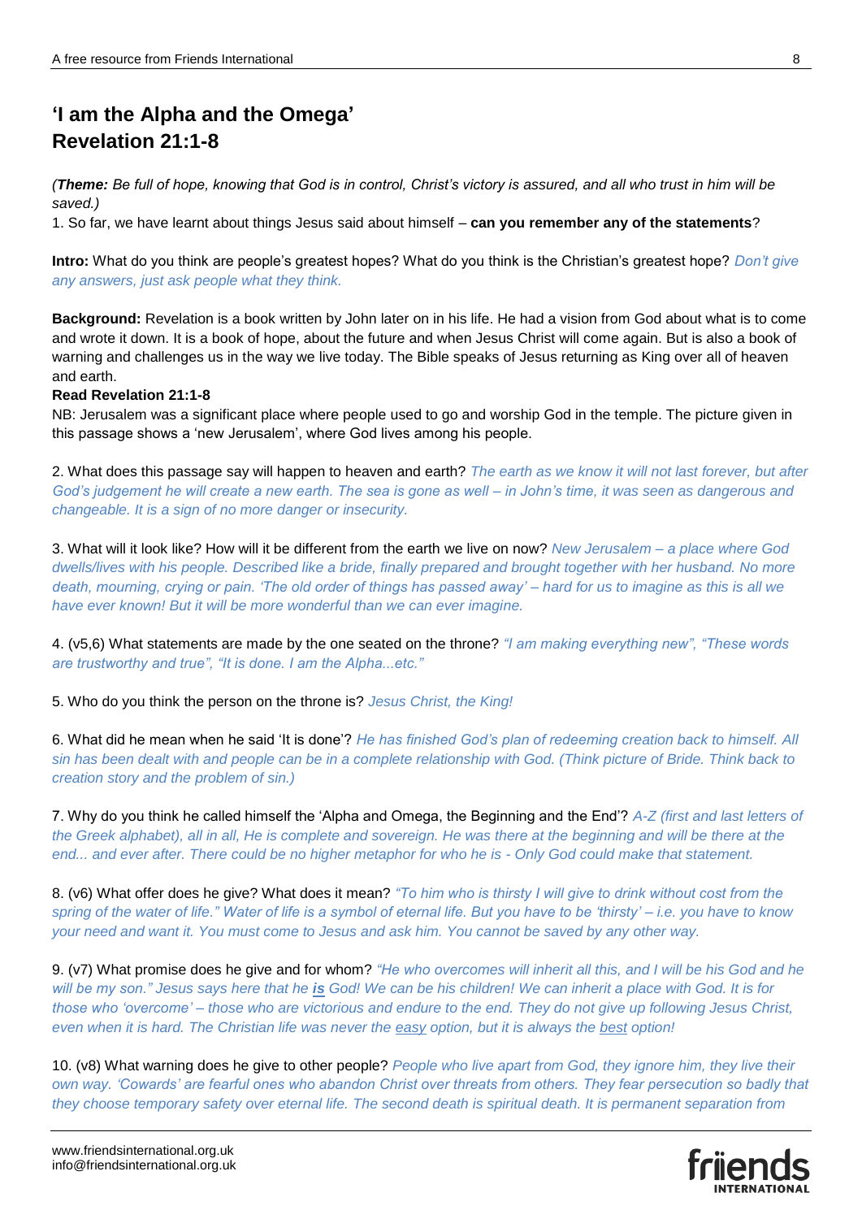## 'I am the Alpha and the Omega'
## Revelation 21:1-8

*(**Theme:** Be full of hope, knowing that God is in control, Christ's victory is assured, and all who trust in him will be saved.)*

1. So far, we have learnt about things Jesus said about himself – **can you remember any of the statements**?

**Intro:** What do you think are people's greatest hopes? What do you think is the Christian's greatest hope? *Don't give any answers, just ask people what they think.*

**Background:** Revelation is a book written by John later on in his life. He had a vision from God about what is to come and wrote it down. It is a book of hope, about the future and when Jesus Christ will come again. But is also a book of warning and challenges us in the way we live today. The Bible speaks of Jesus returning as King over all of heaven and earth.

**Read Revelation 21:1-8**

NB: Jerusalem was a significant place where people used to go and worship God in the temple. The picture given in this passage shows a 'new Jerusalem', where God lives among his people.

2. What does this passage say will happen to heaven and earth? *The earth as we know it will not last forever, but after God's judgement he will create a new earth. The sea is gone as well – in John's time, it was seen as dangerous and changeable. It is a sign of no more danger or insecurity.*

3. What will it look like? How will it be different from the earth we live on now? *New Jerusalem – a place where God dwells/lives with his people. Described like a bride, finally prepared and brought together with her husband. No more death, mourning, crying or pain. 'The old order of things has passed away' – hard for us to imagine as this is all we have ever known! But it will be more wonderful than we can ever imagine.*

4. (v5,6) What statements are made by the one seated on the throne? *"I am making everything new", "These words are trustworthy and true", "It is done. I am the Alpha...etc."*

5. Who do you think the person on the throne is? *Jesus Christ, the King!*

6. What did he mean when he said 'It is done'? *He has finished God's plan of redeeming creation back to himself. All sin has been dealt with and people can be in a complete relationship with God. (Think picture of Bride. Think back to creation story and the problem of sin.)*

7. Why do you think he called himself the 'Alpha and Omega, the Beginning and the End'? *A-Z (first and last letters of the Greek alphabet), all in all, He is complete and sovereign. He was there at the beginning and will be there at the end... and ever after. There could be no higher metaphor for who he is - Only God could make that statement.*

8. (v6) What offer does he give? What does it mean? *"To him who is thirsty I will give to drink without cost from the spring of the water of life." Water of life is a symbol of eternal life. But you have to be 'thirsty' – i.e. you have to know your need and want it. You must come to Jesus and ask him. You cannot be saved by any other way.*

9. (v7) What promise does he give and for whom? *"He who overcomes will inherit all this, and I will be his God and he will be my son." Jesus says here that he **is** God! We can be his children! We can inherit a place with God. It is for those who 'overcome' – those who are victorious and endure to the end. They do not give up following Jesus Christ, even when it is hard. The Christian life was never the easy option, but it is always the best option!*

10. (v8) What warning does he give to other people? *People who live apart from God, they ignore him, they live their own way. 'Cowards' are fearful ones who abandon Christ over threats from others. They fear persecution so badly that they choose temporary safety over eternal life. The second death is spiritual death. It is permanent separation from*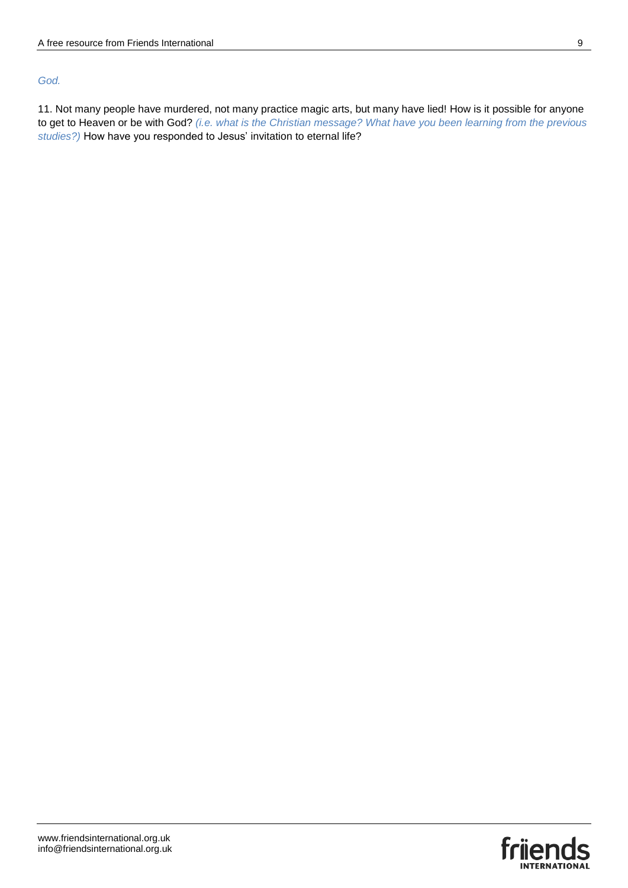*God.*

11. Not many people have murdered, not many practice magic arts, but many have lied! How is it possible for anyone to get to Heaven or be with God? *(i.e. what is the Christian message? What have you been learning from the previous studies?)* How have you responded to Jesus' invitation to eternal life?